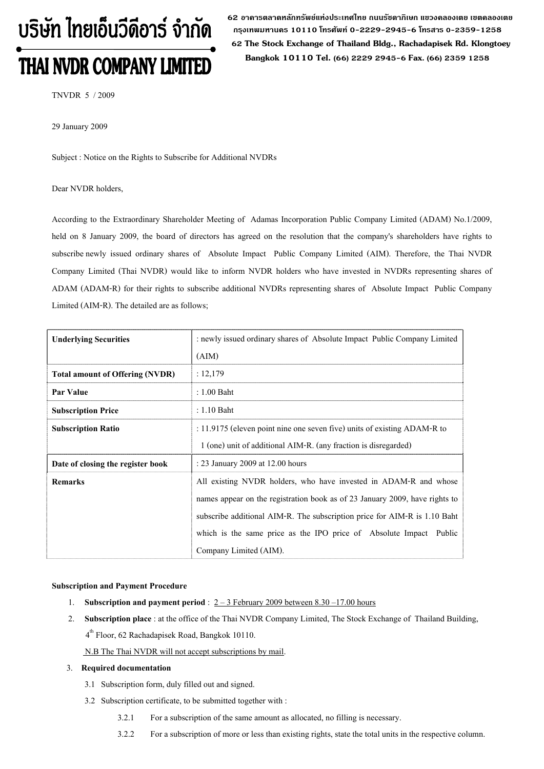# บริษัท ไทยเอ็นวีดีอาร์ จำกัด
# THAI NVDR COMPANY LIMITED

62 อาคารตลาดหลักทรัพย์แห่งประเทศไทย ถนนรัชดาภิเษก แขวงคลองเตย เขตคลองเตย กรุงเทพมหานคร 10110 โทรศัพท์ 0-2229-2945-6 โทรสาร 0-2359-1258
62 The Stock Exchange of Thailand Bldg., Rachadapisek Rd. Klongtoey Bangkok 10110 Tel. (66) 2229 2945-6 Fax. (66) 2359 1258

TNVDR 5 / 2009

29 January 2009

Subject : Notice on the Rights to Subscribe for Additional NVDRs

Dear NVDR holders,

According to the Extraordinary Shareholder Meeting of Adamas Incorporation Public Company Limited (ADAM) No.1/2009, held on 8 January 2009, the board of directors has agreed on the resolution that the company's shareholders have rights to subscribe newly issued ordinary shares of Absolute Impact Public Company Limited (AIM). Therefore, the Thai NVDR Company Limited (Thai NVDR) would like to inform NVDR holders who have invested in NVDRs representing shares of ADAM (ADAM-R) for their rights to subscribe additional NVDRs representing shares of Absolute Impact Public Company Limited (AIM-R). The detailed are as follows;

| **Underlying Securities** | : newly issued ordinary shares of Absolute Impact Public Company Limited (AIM) |
|---|---|
| **Total amount of Offering (NVDR)** | : 12,179 |
| **Par Value** | : 1.00 Baht |
| **Subscription Price** | : 1.10 Baht |
| **Subscription Ratio** | : 11.9175 (eleven point nine one seven five) units of existing ADAM-R to 1 (one) unit of additional AIM-R. (any fraction is disregarded) |
| **Date of closing the register book** | : 23 January 2009 at 12.00 hours |
| **Remarks** | All existing NVDR holders, who have invested in ADAM-R and whose names appear on the registration book as of 23 January 2009, have rights to subscribe additional AIM-R. The subscription price for AIM-R is 1.10 Baht which is the same price as the IPO price of Absolute Impact Public Company Limited (AIM). |

**Subscription and Payment Procedure**

1. **Subscription and payment period** : 2 – 3 February 2009 between 8.30 –17.00 hours
2. **Subscription place** : at the office of the Thai NVDR Company Limited, The Stock Exchange of Thailand Building, 4th Floor, 62 Rachadapisek Road, Bangkok 10110.

   N.B The Thai NVDR will not accept subscriptions by mail.

3. **Required documentation**
   - 3.1 Subscription form, duly filled out and signed.
   - 3.2 Subscription certificate, to be submitted together with :
     - 3.2.1 For a subscription of the same amount as allocated, no filling is necessary.
     - 3.2.2 For a subscription of more or less than existing rights, state the total units in the respective column.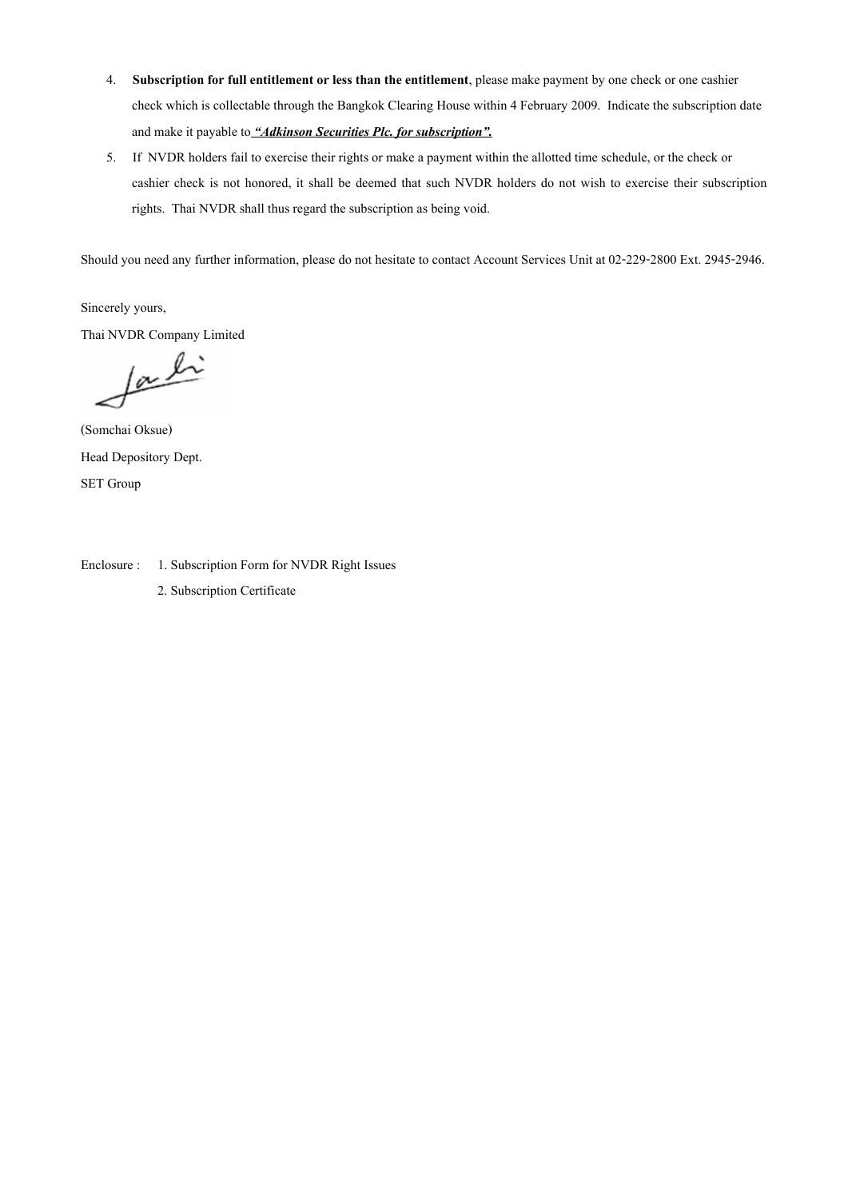4. **Subscription for full entitlement or less than the entitlement**, please make payment by one check or one cashier check which is collectable through the Bangkok Clearing House within 4 February 2009. Indicate the subscription date and make it payable to ***"Adkinson Securities Plc. for subscription".***

5. If NVDR holders fail to exercise their rights or make a payment within the allotted time schedule, or the check or cashier check is not honored, it shall be deemed that such NVDR holders do not wish to exercise their subscription rights. Thai NVDR shall thus regard the subscription as being void.

Should you need any further information, please do not hesitate to contact Account Services Unit at 02-229-2800 Ext. 2945-2946.

Sincerely yours,

Thai NVDR Company Limited

(Somchai Oksue)

Head Depository Dept.

SET Group

Enclosure : 1. Subscription Form for NVDR Right Issues

2. Subscription Certificate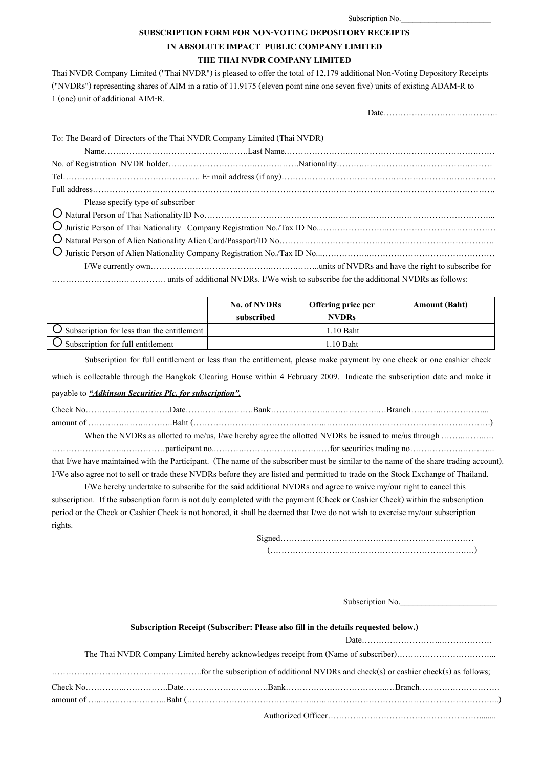Subscription No.______________________

**SUBSCRIPTION FORM FOR NON-VOTING DEPOSITORY RECEIPTS**

**IN ABSOLUTE IMPACT PUBLIC COMPANY LIMITED**

**THE THAI NVDR COMPANY LIMITED**

Thai NVDR Company Limited ("Thai NVDR") is pleased to offer the total of 12,179 additional Non-Voting Depository Receipts ("NVDRs") representing shares of AIM in a ratio of 11.9175 (eleven point nine one seven five) units of existing ADAM-R to 1 (one) unit of additional AIM-R.

Date…………………………………..

To: The Board of Directors of the Thai NVDR Company Limited (Thai NVDR)

Name……..……………………………..…….Last Name..…………………..……………………………………..……

No. of Registration NVDR holder…………………………..…………….Nationality……….……………………….………

Tel…………………………………………. E- mail address (if any)……………………………….……………….……………

Full address…………………………………………….………………………………………………….………………………….

Please specify type of subscriber

○ Natural Person of Thai Nationality ID No……………………………………….….……….…………………………………...

○ Juristic Person of Thai Nationality Company Registration No./Tax ID No...…………………..………………………………

○ Natural Person of Alien Nationality Alien Card/Passport/ID No…………………………….…………………………….

○ Juristic Person of Alien Nationality Company Registration No./Tax ID No...……………..………………………………

I/We currently own…………………………………….………..…..units of NVDRs and have the right to subscribe for ……………………..……………. units of additional NVDRs. I/We wish to subscribe for the additional NVDRs as follows:

| | No. of NVDRs subscribed | Offering price per NVDRs | Amount (Baht) |
|---|---|---|---|
| ○ Subscription for less than the entitlement | | 1.10 Baht | |
| ○ Subscription for full entitlement | | 1.10 Baht | |

Subscription for full entitlement or less than the entitlement, please make payment by one check or one cashier check which is collectable through the Bangkok Clearing House within 4 February 2009. Indicate the subscription date and make it payable to ***"Adkinson Securities Plc. for subscription".***

Check No………..……..……….Date………….…..…….Bank……………..…..……………..…Branch………..……………...

amount of ………….…….………..Baht (………………………………………...……….……………………………….……….)

When the NVDRs as allotted to me/us, I/we hereby agree the allotted NVDRs be issued to me/us through ……..……..… …………………...……………participant no..……….………………….……for securities trading no…………….……….... that I/we have maintained with the Participant. (The name of the subscriber must be similar to the name of the share trading account). I/We also agree not to sell or trade these NVDRs before they are listed and permitted to trade on the Stock Exchange of Thailand.

I/We hereby undertake to subscribe for the said additional NVDRs and agree to waive my/our right to cancel this subscription. If the subscription form is not duly completed with the payment (Check or Cashier Check) within the subscription period or the Check or Cashier Check is not honored, it shall be deemed that I/we do not wish to exercise my/our subscription rights.

Signed……………………………………………………………

(……………………………………………………………….)

---

Subscription No.______________________

**Subscription Receipt (Subscriber: Please also fill in the details requested below.)**

Date………………………..………………

The Thai NVDR Company Limited hereby acknowledges receipt from (Name of subscriber)……………………………...

…………………………………….………..for the subscription of additional NVDRs and check(s) or cashier check(s) as follows;

Check No…………...……………Date……………….…..…….Bank…………….………………..…Branch………….…………….

amount of …..……….……….…..Baht (………………………………..……..……………………………………………………...)

Authorized Officer…………………………………………….........